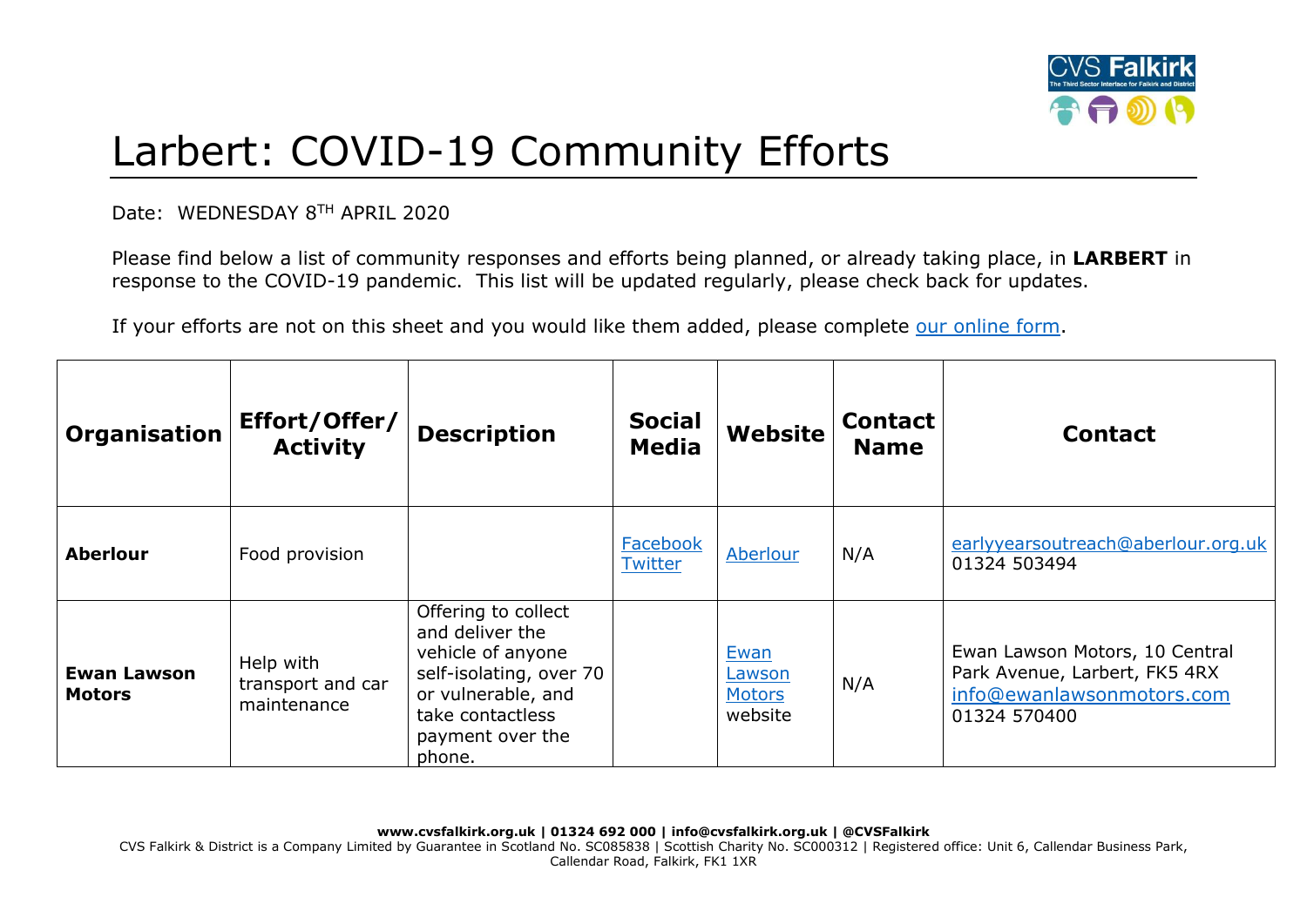# Larbert: COVID-19 Community Efforts

Date: WEDNESDAY 8TH APRIL 2020

Please find below a list of community responses and efforts being planned, or already taking place, in **LARBERT** in response to the COVID-19 pandemic. This list will be updated regularly, please check back for updates.

If your efforts are not on this sheet and you would like them added, please complete our online form.

| Organisation | Effort/Offer/ Activity | Description | Social Media | Website | Contact Name | Contact |
|---|---|---|---|---|---|---|
| **Aberlour** | Food provision | | Facebook Twitter | Aberlour | N/A | earlyyearsoutreach@aberlour.org.uk 01324 503494 |
| **Ewan Lawson Motors** | Help with transport and car maintenance | Offering to collect and deliver the vehicle of anyone self-isolating, over 70 or vulnerable, and take contactless payment over the phone. | | Ewan Lawson Motors website | N/A | Ewan Lawson Motors, 10 Central Park Avenue, Larbert, FK5 4RX info@ewanlawsonmotors.com 01324 570400 |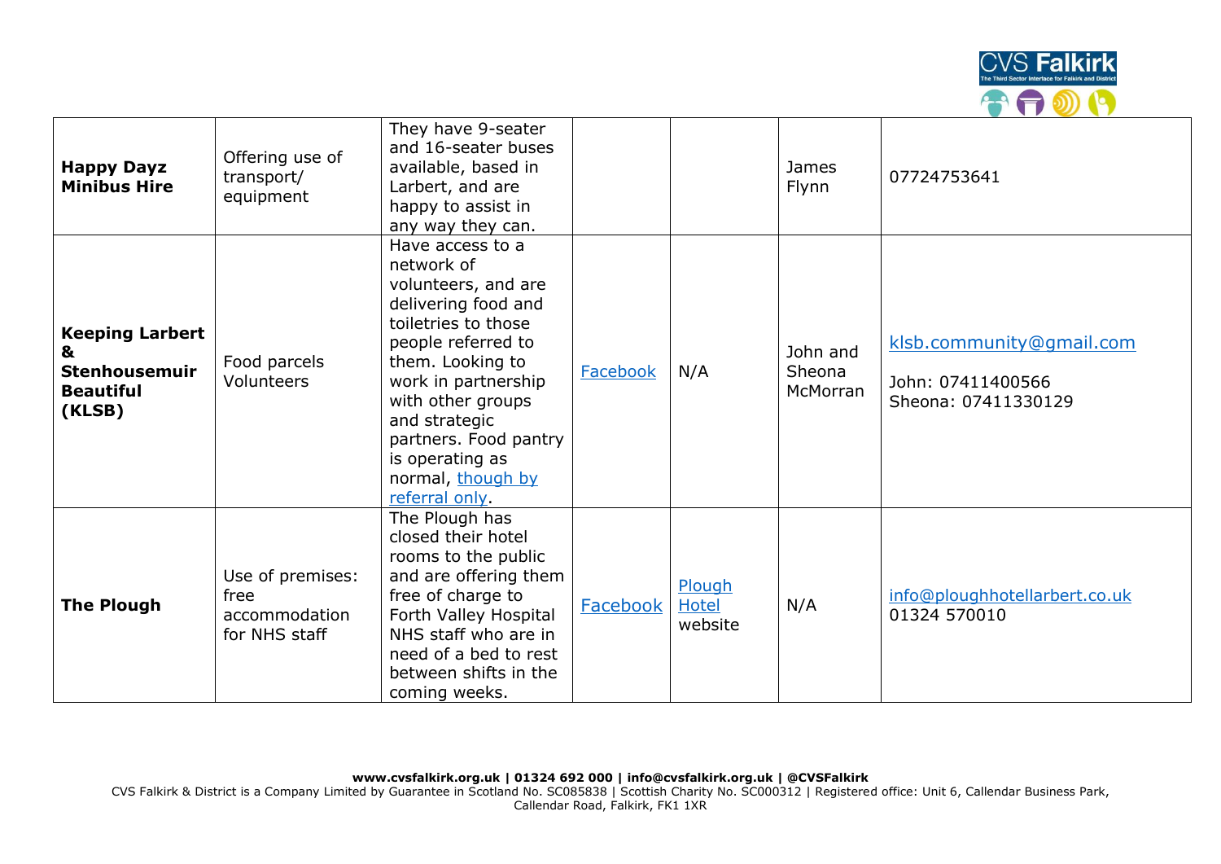| | | | | | | |
|---|---|---|---|---|---|---|
| **Happy Dayz Minibus Hire** | Offering use of transport/ equipment | They have 9-seater and 16-seater buses available, based in Larbert, and are happy to assist in any way they can. | | | James Flynn | 07724753641 |
| **Keeping Larbert & Stenhousemuir Beautiful (KLSB)** | Food parcels Volunteers | Have access to a network of volunteers, and are delivering food and toiletries to those people referred to them. Looking to work in partnership with other groups and strategic partners. Food pantry is operating as normal, though by referral only. | Facebook | N/A | John and Sheona McMorran | klsb.community@gmail.com<br><br>John: 07411400566<br>Sheona: 07411330129 |
| **The Plough** | Use of premises: free accommodation for NHS staff | The Plough has closed their hotel rooms to the public and are offering them free of charge to Forth Valley Hospital NHS staff who are in need of a bed to rest between shifts in the coming weeks. | Facebook | Plough Hotel website | N/A | info@ploughhotellarbert.co.uk<br>01324 570010 |